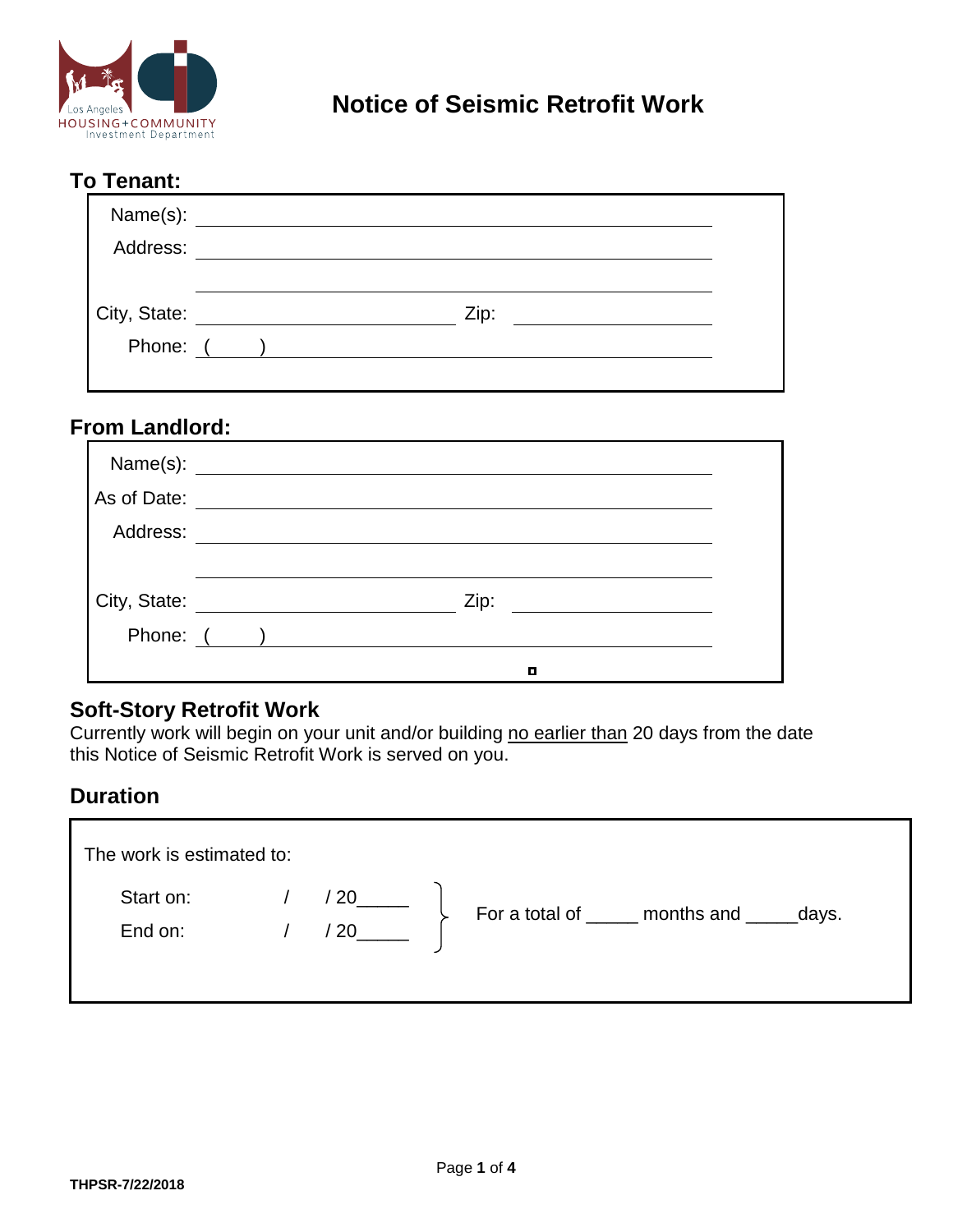Los Angeles HOUSING+COMMUNITY Investment Department

# Notice of Seismic Retrofit Work

## To Tenant:

Name(s): ______________________________

Address: ______________________________

______________________________

City, State: ______________ Zip: ______________

Phone: (   ) ______________________________

## From Landlord:

Name(s): ______________________________

As of Date: ______________________________

Address: ______________________________

______________________________

City, State: ______________ Zip: ______________

Phone: (   ) ______________________________

## Soft-Story Retrofit Work

Currently work will begin on your unit and/or building <u>no earlier than</u> 20 days from the date this Notice of Seismic Retrofit Work is served on you.

## Duration

The work is estimated to:

Start on:    /    / 20_____

End on:    /    / 20_____

For a total of _____ months and _____days.

THPSR-7/22/2018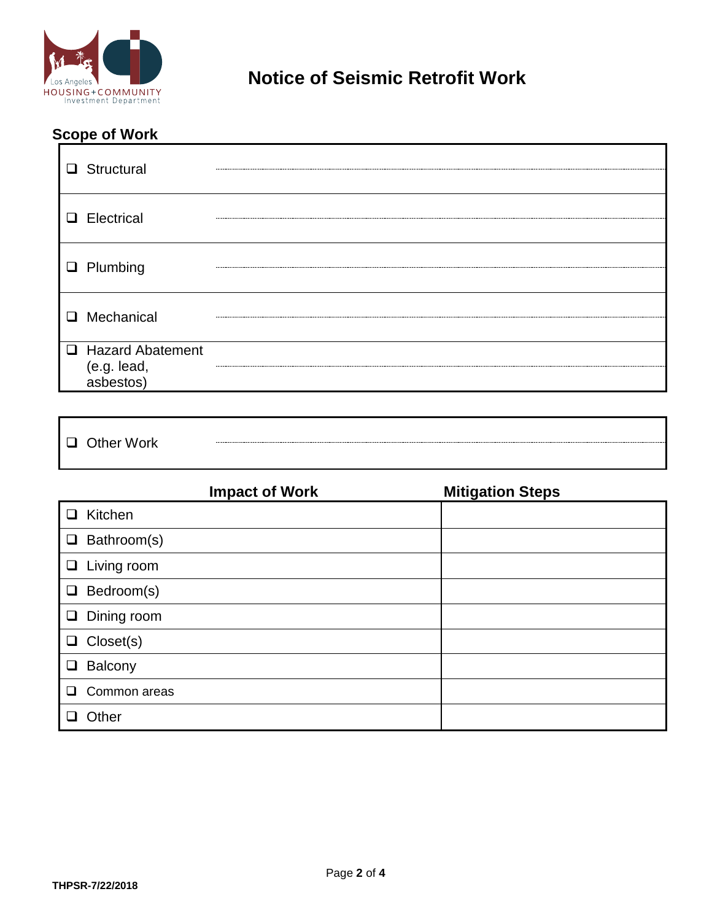# Notice of Seismic Retrofit Work

## Scope of Work

| | |
|---|---|
| ❑ Structural | |
| ❑ Electrical | |
| ❑ Plumbing | |
| ❑ Mechanical | |
| ❑ Hazard Abatement (e.g. lead, asbestos) | |

| | |
|---|---|
| ❑ Other Work | |

| Impact of Work | Mitigation Steps |
|---|---|
| ❑ Kitchen | |
| ❑ Bathroom(s) | |
| ❑ Living room | |
| ❑ Bedroom(s) | |
| ❑ Dining room | |
| ❑ Closet(s) | |
| ❑ Balcony | |
| ❑ Common areas | |
| ❑ Other | |

THPSR-7/22/2018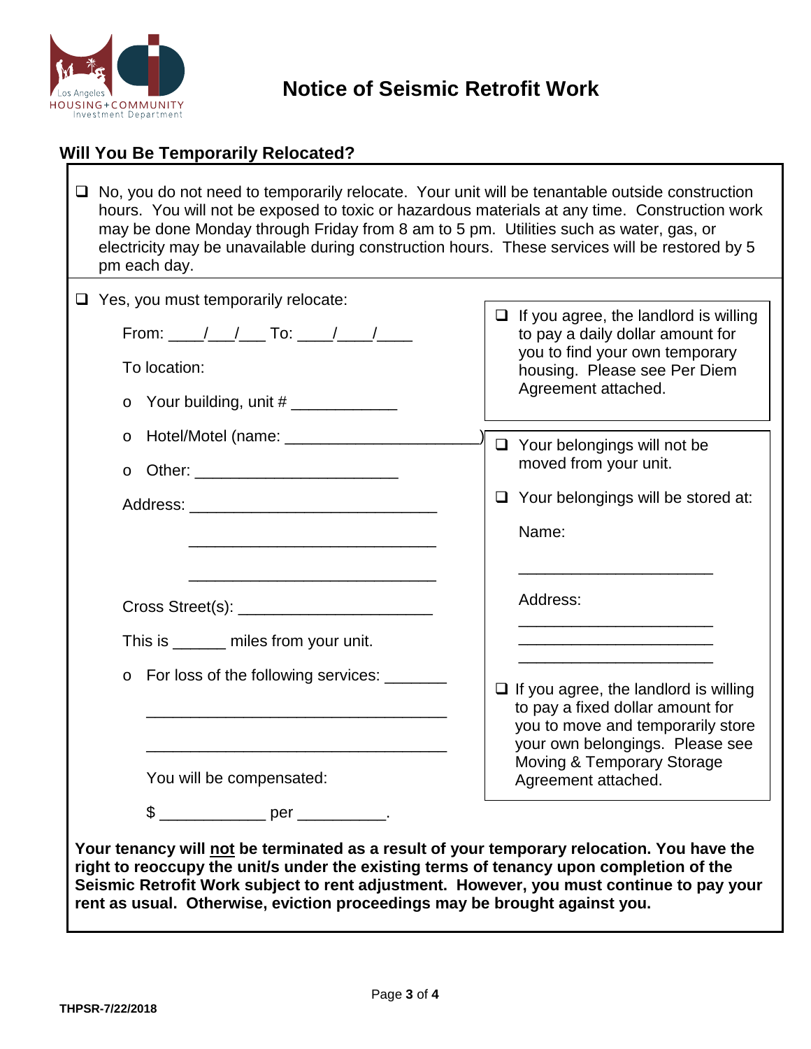Los Angeles HOUSING+COMMUNITY Investment Department

# Notice of Seismic Retrofit Work

## Will You Be Temporarily Relocated?

- ☐ No, you do not need to temporarily relocate. Your unit will be tenantable outside construction hours. You will not be exposed to toxic or hazardous materials at any time. Construction work may be done Monday through Friday from 8 am to 5 pm. Utilities such as water, gas, or electricity may be unavailable during construction hours. These services will be restored by 5 pm each day.

- ☐ Yes, you must temporarily relocate:

  From: ____/___/___ To: ____/____/____

  To location:

  - o Your building, unit # ____________
  - o Hotel/Motel (name: ______________________)
  - o Other: _______________________

  Address: ____________________________

  ____________________________

  ____________________________

  Cross Street(s): ______________________

  This is ______ miles from your unit.

  - o For loss of the following services: _______

    ___________________________________

    ___________________________________

  You will be compensated:

  $ ____________ per __________.

- ☐ If you agree, the landlord is willing to pay a daily dollar amount for you to find your own temporary housing. Please see Per Diem Agreement attached.

- ☐ Your belongings will not be moved from your unit.

- ☐ Your belongings will be stored at:

  Name:

  ______________________

  Address:

  ______________________

  ______________________

  ______________________

- ☐ If you agree, the landlord is willing to pay a fixed dollar amount for you to move and temporarily store your own belongings. Please see Moving & Temporary Storage Agreement attached.

**Your tenancy will <u>not</u> be terminated as a result of your temporary relocation. You have the right to reoccupy the unit/s under the existing terms of tenancy upon completion of the Seismic Retrofit Work subject to rent adjustment. However, you must continue to pay your rent as usual. Otherwise, eviction proceedings may be brought against you.**

THPSR-7/22/2018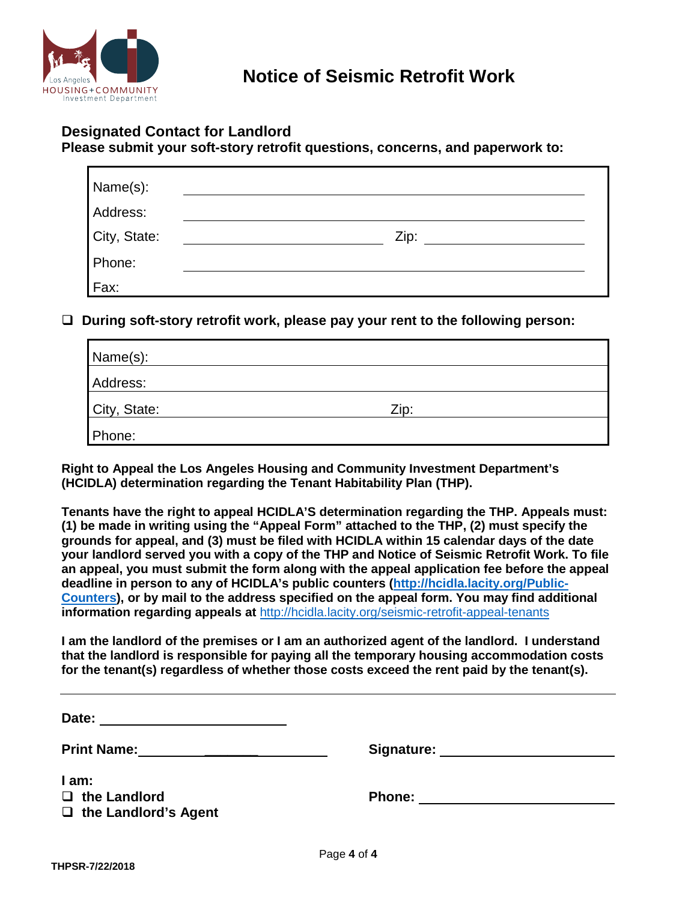# Notice of Seismic Retrofit Work

## Designated Contact for Landlord

**Please submit your soft-story retrofit questions, concerns, and paperwork to:**

| | | | |
|---|---|---|---|
| Name(s): | | | |
| Address: | | | |
| City, State: | | Zip: | |
| Phone: | | | |
| Fax: | | | |

☐ **During soft-story retrofit work, please pay your rent to the following person:**

| | | | |
|---|---|---|---|
| Name(s): | | | |
| Address: | | | |
| City, State: | | Zip: | |
| Phone: | | | |

**Right to Appeal the Los Angeles Housing and Community Investment Department's (HCIDLA) determination regarding the Tenant Habitability Plan (THP).**

**Tenants have the right to appeal HCIDLA'S determination regarding the THP. Appeals must: (1) be made in writing using the "Appeal Form" attached to the THP, (2) must specify the grounds for appeal, and (3) must be filed with HCIDLA within 15 calendar days of the date your landlord served you with a copy of the THP and Notice of Seismic Retrofit Work. To file an appeal, you must submit the form along with the appeal application fee before the appeal deadline in person to any of HCIDLA's public counters (http://hcidla.lacity.org/Public-Counters), or by mail to the address specified on the appeal form. You may find additional information regarding appeals at** http://hcidla.lacity.org/seismic-retrofit-appeal-tenants

**I am the landlord of the premises or I am an authorized agent of the landlord. I understand that the landlord is responsible for paying all the temporary housing accommodation costs for the tenant(s) regardless of whether those costs exceed the rent paid by the tenant(s).**

---

**Date:** ____________________

**Print Name:** ____________________ **Signature:** ____________________

**I am:**

☐ **the Landlord**

☐ **the Landlord's Agent**

**Phone:** ____________________

THPSR-7/22/2018